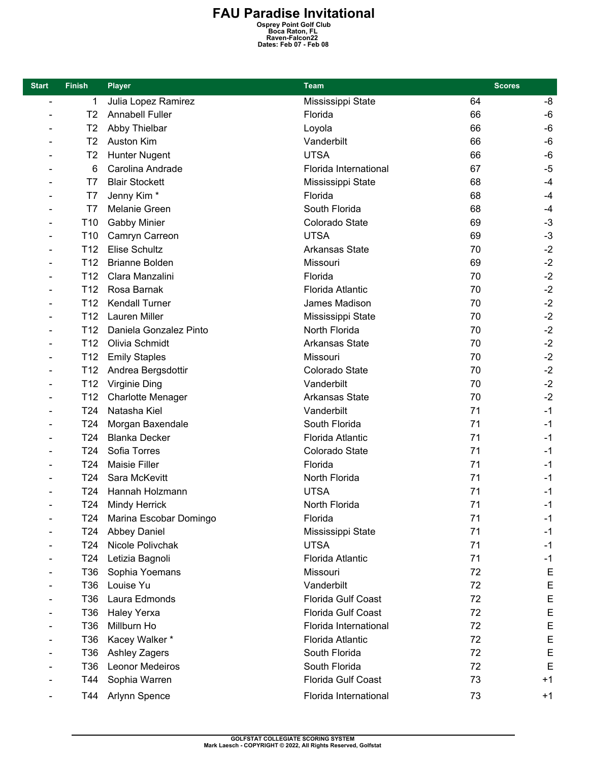# FAU Paradise Invitational

**Osprey Point Golf Club**
**Boca Raton, FL**
**Raven-Falcon22**
**Dates: Feb 07 - Feb 08**

| Start | Finish | Player | Team | Scores | |
|---|---|---|---|---|---|
| - | 1 | Julia Lopez Ramirez | Mississippi State | 64 | -8 |
| - | T2 | Annabell Fuller | Florida | 66 | -6 |
| - | T2 | Abby Thielbar | Loyola | 66 | -6 |
| - | T2 | Auston Kim | Vanderbilt | 66 | -6 |
| - | T2 | Hunter Nugent | UTSA | 66 | -6 |
| - | 6 | Carolina Andrade | Florida International | 67 | -5 |
| - | T7 | Blair Stockett | Mississippi State | 68 | -4 |
| - | T7 | Jenny Kim * | Florida | 68 | -4 |
| - | T7 | Melanie Green | South Florida | 68 | -4 |
| - | T10 | Gabby Minier | Colorado State | 69 | -3 |
| - | T10 | Camryn Carreon | UTSA | 69 | -3 |
| - | T12 | Elise Schultz | Arkansas State | 70 | -2 |
| - | T12 | Brianne Bolden | Missouri | 69 | -2 |
| - | T12 | Clara Manzalini | Florida | 70 | -2 |
| - | T12 | Rosa Barnak | Florida Atlantic | 70 | -2 |
| - | T12 | Kendall Turner | James Madison | 70 | -2 |
| - | T12 | Lauren Miller | Mississippi State | 70 | -2 |
| - | T12 | Daniela Gonzalez Pinto | North Florida | 70 | -2 |
| - | T12 | Olivia Schmidt | Arkansas State | 70 | -2 |
| - | T12 | Emily Staples | Missouri | 70 | -2 |
| - | T12 | Andrea Bergsdottir | Colorado State | 70 | -2 |
| - | T12 | Virginie Ding | Vanderbilt | 70 | -2 |
| - | T12 | Charlotte Menager | Arkansas State | 70 | -2 |
| - | T24 | Natasha Kiel | Vanderbilt | 71 | -1 |
| - | T24 | Morgan Baxendale | South Florida | 71 | -1 |
| - | T24 | Blanka Decker | Florida Atlantic | 71 | -1 |
| - | T24 | Sofia Torres | Colorado State | 71 | -1 |
| - | T24 | Maisie Filler | Florida | 71 | -1 |
| - | T24 | Sara McKevitt | North Florida | 71 | -1 |
| - | T24 | Hannah Holzmann | UTSA | 71 | -1 |
| - | T24 | Mindy Herrick | North Florida | 71 | -1 |
| - | T24 | Marina Escobar Domingo | Florida | 71 | -1 |
| - | T24 | Abbey Daniel | Mississippi State | 71 | -1 |
| - | T24 | Nicole Polivchak | UTSA | 71 | -1 |
| - | T24 | Letizia Bagnoli | Florida Atlantic | 71 | -1 |
| - | T36 | Sophia Yoemans | Missouri | 72 | E |
| - | T36 | Louise Yu | Vanderbilt | 72 | E |
| - | T36 | Laura Edmonds | Florida Gulf Coast | 72 | E |
| - | T36 | Haley Yerxa | Florida Gulf Coast | 72 | E |
| - | T36 | Millburn Ho | Florida International | 72 | E |
| - | T36 | Kacey Walker * | Florida Atlantic | 72 | E |
| - | T36 | Ashley Zagers | South Florida | 72 | E |
| - | T36 | Leonor Medeiros | South Florida | 72 | E |
| - | T44 | Sophia Warren | Florida Gulf Coast | 73 | +1 |
| - | T44 | Arlynn Spence | Florida International | 73 | +1 |

GOLFSTAT COLLEGIATE SCORING SYSTEM
Mark Laesch - COPYRIGHT © 2022, All Rights Reserved, Golfstat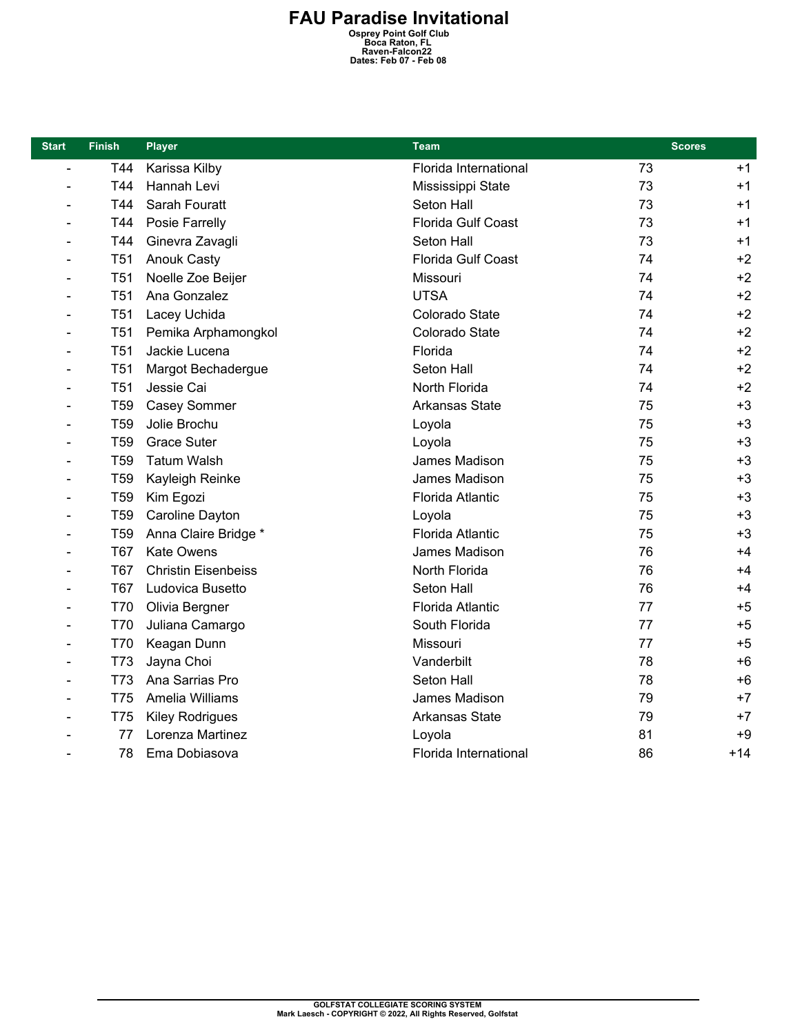# FAU Paradise Invitational

**Osprey Point Golf Club**
**Boca Raton, FL**
**Raven-Falcon22**
**Dates: Feb 07 - Feb 08**

| Start | Finish | Player | Team | Scores | |
|---|---|---|---|---|---|
| - | T44 | Karissa Kilby | Florida International | 73 | +1 |
| - | T44 | Hannah Levi | Mississippi State | 73 | +1 |
| - | T44 | Sarah Fouratt | Seton Hall | 73 | +1 |
| - | T44 | Posie Farrelly | Florida Gulf Coast | 73 | +1 |
| - | T44 | Ginevra Zavagli | Seton Hall | 73 | +1 |
| - | T51 | Anouk Casty | Florida Gulf Coast | 74 | +2 |
| - | T51 | Noelle Zoe Beijer | Missouri | 74 | +2 |
| - | T51 | Ana Gonzalez | UTSA | 74 | +2 |
| - | T51 | Lacey Uchida | Colorado State | 74 | +2 |
| - | T51 | Pemika Arphamongkol | Colorado State | 74 | +2 |
| - | T51 | Jackie Lucena | Florida | 74 | +2 |
| - | T51 | Margot Bechadergue | Seton Hall | 74 | +2 |
| - | T51 | Jessie Cai | North Florida | 74 | +2 |
| - | T59 | Casey Sommer | Arkansas State | 75 | +3 |
| - | T59 | Jolie Brochu | Loyola | 75 | +3 |
| - | T59 | Grace Suter | Loyola | 75 | +3 |
| - | T59 | Tatum Walsh | James Madison | 75 | +3 |
| - | T59 | Kayleigh Reinke | James Madison | 75 | +3 |
| - | T59 | Kim Egozi | Florida Atlantic | 75 | +3 |
| - | T59 | Caroline Dayton | Loyola | 75 | +3 |
| - | T59 | Anna Claire Bridge * | Florida Atlantic | 75 | +3 |
| - | T67 | Kate Owens | James Madison | 76 | +4 |
| - | T67 | Christin Eisenbeiss | North Florida | 76 | +4 |
| - | T67 | Ludovica Busetto | Seton Hall | 76 | +4 |
| - | T70 | Olivia Bergner | Florida Atlantic | 77 | +5 |
| - | T70 | Juliana Camargo | South Florida | 77 | +5 |
| - | T70 | Keagan Dunn | Missouri | 77 | +5 |
| - | T73 | Jayna Choi | Vanderbilt | 78 | +6 |
| - | T73 | Ana Sarrias Pro | Seton Hall | 78 | +6 |
| - | T75 | Amelia Williams | James Madison | 79 | +7 |
| - | T75 | Kiley Rodrigues | Arkansas State | 79 | +7 |
| - | 77 | Lorenza Martinez | Loyola | 81 | +9 |
| - | 78 | Ema Dobiasova | Florida International | 86 | +14 |

**GOLFSTAT COLLEGIATE SCORING SYSTEM**
**Mark Laesch - COPYRIGHT © 2022, All Rights Reserved, Golfstat**